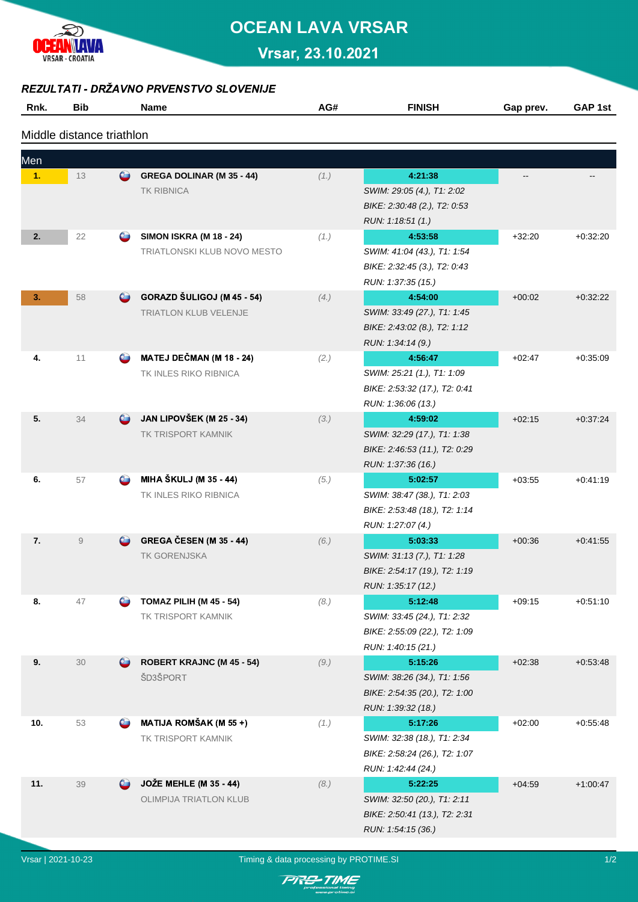# OCEAN LAVA VRSAR

## Vrsar, 23.10.2021

### *REZULTATI - DRŽAVNO PRVENSTVO SLOVENIJE*

Middle distance triathlon

| Rnk. | Bib | Name | AG# | FINISH | Gap prev. | GAP 1st |
|---|---|---|---|---|---|---|
| **Men** | | | | | | |
| **1.** | 13 | **GREGA DOLINAR (M 35 - 44)**<br>TK RIBNICA | (1.) | **4:21:38**<br>*SWIM: 29:05 (4.), T1: 2:02*<br>*BIKE: 2:30:48 (2.), T2: 0:53*<br>*RUN: 1:18:51 (1.)* | -- | -- |
| **2.** | 22 | **SIMON ISKRA (M 18 - 24)**<br>TRIATLONSKI KLUB NOVO MESTO | (1.) | **4:53:58**<br>*SWIM: 41:04 (43.), T1: 1:54*<br>*BIKE: 2:32:45 (3.), T2: 0:43*<br>*RUN: 1:37:35 (15.)* | +32:20 | +0:32:20 |
| **3.** | 58 | **GORAZD ŠULIGOJ (M 45 - 54)**<br>TRIATLON KLUB VELENJE | (4.) | **4:54:00**<br>*SWIM: 33:49 (27.), T1: 1:45*<br>*BIKE: 2:43:02 (8.), T2: 1:12*<br>*RUN: 1:34:14 (9.)* | +00:02 | +0:32:22 |
| **4.** | 11 | **MATEJ DEČMAN (M 18 - 24)**<br>TK INLES RIKO RIBNICA | (2.) | **4:56:47**<br>*SWIM: 25:21 (1.), T1: 1:09*<br>*BIKE: 2:53:32 (17.), T2: 0:41*<br>*RUN: 1:36:06 (13.)* | +02:47 | +0:35:09 |
| **5.** | 34 | **JAN LIPOVŠEK (M 25 - 34)**<br>TK TRISPORT KAMNIK | (3.) | **4:59:02**<br>*SWIM: 32:29 (17.), T1: 1:38*<br>*BIKE: 2:46:53 (11.), T2: 0:29*<br>*RUN: 1:37:36 (16.)* | +02:15 | +0:37:24 |
| **6.** | 57 | **MIHA ŠKULJ (M 35 - 44)**<br>TK INLES RIKO RIBNICA | (5.) | **5:02:57**<br>*SWIM: 38:47 (38.), T1: 2:03*<br>*BIKE: 2:53:48 (18.), T2: 1:14*<br>*RUN: 1:27:07 (4.)* | +03:55 | +0:41:19 |
| **7.** | 9 | **GREGA ČESEN (M 35 - 44)**<br>TK GORENJSKA | (6.) | **5:03:33**<br>*SWIM: 31:13 (7.), T1: 1:28*<br>*BIKE: 2:54:17 (19.), T2: 1:19*<br>*RUN: 1:35:17 (12.)* | +00:36 | +0:41:55 |
| **8.** | 47 | **TOMAZ PILIH (M 45 - 54)**<br>TK TRISPORT KAMNIK | (8.) | **5:12:48**<br>*SWIM: 33:45 (24.), T1: 2:32*<br>*BIKE: 2:55:09 (22.), T2: 1:09*<br>*RUN: 1:40:15 (21.)* | +09:15 | +0:51:10 |
| **9.** | 30 | **ROBERT KRAJNC (M 45 - 54)**<br>ŠD3ŠPORT | (9.) | **5:15:26**<br>*SWIM: 38:26 (34.), T1: 1:56*<br>*BIKE: 2:54:35 (20.), T2: 1:00*<br>*RUN: 1:39:32 (18.)* | +02:38 | +0:53:48 |
| **10.** | 53 | **MATIJA ROMŠAK (M 55 +)**<br>TK TRISPORT KAMNIK | (1.) | **5:17:26**<br>*SWIM: 32:38 (18.), T1: 2:34*<br>*BIKE: 2:58:24 (26.), T2: 1:07*<br>*RUN: 1:42:44 (24.)* | +02:00 | +0:55:48 |
| **11.** | 39 | **JOŽE MEHLE (M 35 - 44)**<br>OLIMPIJA TRIATLON KLUB | (8.) | **5:22:25**<br>*SWIM: 32:50 (20.), T1: 2:11*<br>*BIKE: 2:50:41 (13.), T2: 2:31*<br>*RUN: 1:54:15 (36.)* | +04:59 | +1:00:47 |

Vrsar | 2021-10-23 — Timing & data processing by PROTIME.SI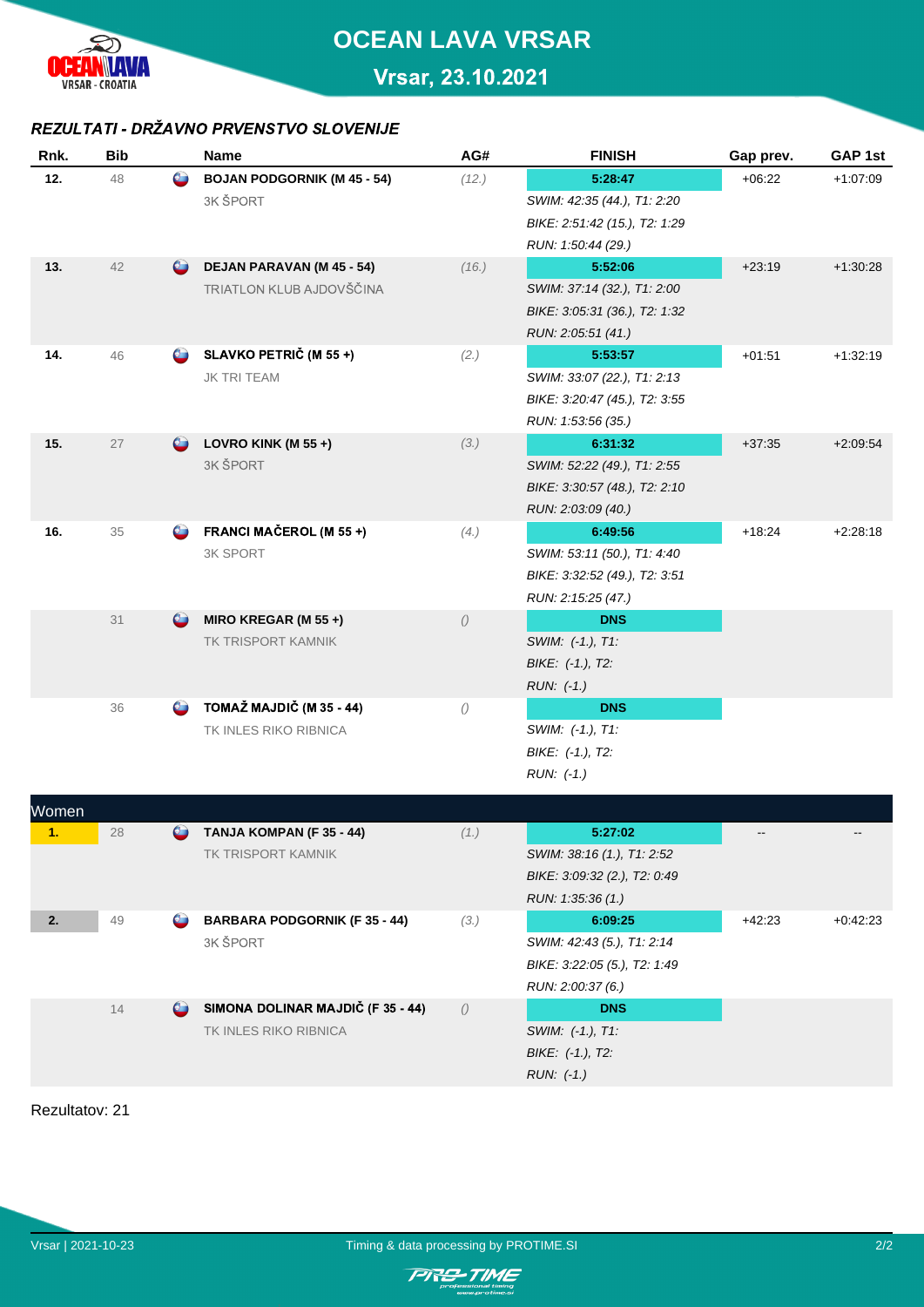# OCEAN LAVA VRSAR

## Vrsar, 23.10.2021

### *REZULTATI - DRŽAVNO PRVENSTVO SLOVENIJE*

| Rnk. | Bib | Name | AG# | FINISH | Gap prev. | GAP 1st |
|---|---|---|---|---|---|---|
| **12.** | 48 | **BOJAN PODGORNIK (M 45 - 54)**<br>3K ŠPORT | *(12.)* | **5:28:47**<br>*SWIM: 42:35 (44.), T1: 2:20*<br>*BIKE: 2:51:42 (15.), T2: 1:29*<br>*RUN: 1:50:44 (29.)* | +06:22 | +1:07:09 |
| **13.** | 42 | **DEJAN PARAVAN (M 45 - 54)**<br>TRIATLON KLUB AJDOVŠČINA | *(16.)* | **5:52:06**<br>*SWIM: 37:14 (32.), T1: 2:00*<br>*BIKE: 3:05:31 (36.), T2: 1:32*<br>*RUN: 2:05:51 (41.)* | +23:19 | +1:30:28 |
| **14.** | 46 | **SLAVKO PETRIČ (M 55 +)**<br>JK TRI TEAM | *(2.)* | **5:53:57**<br>*SWIM: 33:07 (22.), T1: 2:13*<br>*BIKE: 3:20:47 (45.), T2: 3:55*<br>*RUN: 1:53:56 (35.)* | +01:51 | +1:32:19 |
| **15.** | 27 | **LOVRO KINK (M 55 +)**<br>3K ŠPORT | *(3.)* | **6:31:32**<br>*SWIM: 52:22 (49.), T1: 2:55*<br>*BIKE: 3:30:57 (48.), T2: 2:10*<br>*RUN: 2:03:09 (40.)* | +37:35 | +2:09:54 |
| **16.** | 35 | **FRANCI MAČEROL (M 55 +)**<br>3K SPORT | *(4.)* | **6:49:56**<br>*SWIM: 53:11 (50.), T1: 4:40*<br>*BIKE: 3:32:52 (49.), T2: 3:51*<br>*RUN: 2:15:25 (47.)* | +18:24 | +2:28:18 |
| | 31 | **MIRO KREGAR (M 55 +)**<br>TK TRISPORT KAMNIK | *()* | **DNS**<br>*SWIM: (-1.), T1:*<br>*BIKE: (-1.), T2:*<br>*RUN: (-1.)* | | |
| | 36 | **TOMAŽ MAJDIČ (M 35 - 44)**<br>TK INLES RIKO RIBNICA | *()* | **DNS**<br>*SWIM: (-1.), T1:*<br>*BIKE: (-1.), T2:*<br>*RUN: (-1.)* | | |

**Women**

| Rnk. | Bib | Name | AG# | FINISH | Gap prev. | GAP 1st |
|---|---|---|---|---|---|---|
| **1.** | 28 | **TANJA KOMPAN (F 35 - 44)**<br>TK TRISPORT KAMNIK | *(1.)* | **5:27:02**<br>*SWIM: 38:16 (1.), T1: 2:52*<br>*BIKE: 3:09:32 (2.), T2: 0:49*<br>*RUN: 1:35:36 (1.)* | -- | -- |
| **2.** | 49 | **BARBARA PODGORNIK (F 35 - 44)**<br>3K ŠPORT | *(3.)* | **6:09:25**<br>*SWIM: 42:43 (5.), T1: 2:14*<br>*BIKE: 3:22:05 (5.), T2: 1:49*<br>*RUN: 2:00:37 (6.)* | +42:23 | +0:42:23 |
| | 14 | **SIMONA DOLINAR MAJDIČ (F 35 - 44)**<br>TK INLES RIKO RIBNICA | *()* | **DNS**<br>*SWIM: (-1.), T1:*<br>*BIKE: (-1.), T2:*<br>*RUN: (-1.)* | | |

Rezultatov: 21

Vrsar | 2021-10-23 — Timing & data processing by PROTIME.SI